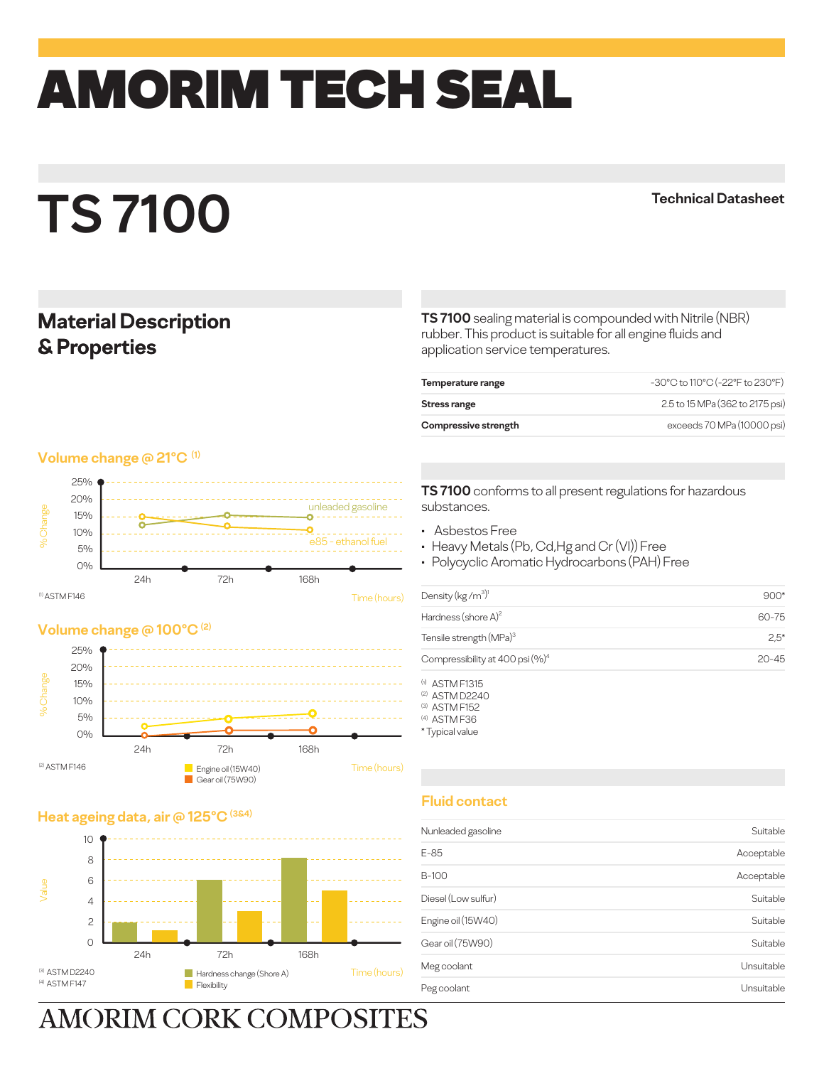# AMORIM TECH SEAL

# TS 7100

Technical Datasheet

## Material Description & Properties

**TS 7100** sealing material is compounded with Nitrile (NBR) rubber. This product is suitable for all engine fluids and application service temperatures.

| | |
|---|---|
| **Temperature range** | -30°C to 110°C (-22°F to 230°F) |
| **Stress range** | 2.5 to 15 MPa (362 to 2175 psi) |
| **Compressive strength** | exceeds 70 MPa (10000 psi) |

### Volume change @ 21°C [1]

% Change: 0%, 5%, 10%, 15%, 20%, 25%

Time (hours): 24h, 72h, 168h

unleaded gasoline

e85 - ethanol fuel

[1] ASTM F146

### Volume change @ 100°C [2]

% Change: 0%, 5%, 10%, 15%, 20%, 25%

Time (hours): 24h, 72h, 168h

Engine oil (15W40)

Gear oil (75W90)

[2] ASTM F146

### Heat ageing data, air @ 125°C [3&4]

Value: 0, 2, 4, 6, 8, 10

Time (hours): 24h, 72h, 168h

Hardness change (Shore A)

Flexibility

[3] ASTM D2240
[4] ASTM F147

**TS 7100** conforms to all present regulations for hazardous substances.

- Asbestos Free
- Heavy Metals (Pb, Cd,Hg and Cr (VI)) Free
- Polycyclic Aromatic Hydrocarbons (PAH) Free

| | |
|---|---|
| Density (kg /m$^3$)[1] | 900* |
| Hardness (shore A)[2] | 60-75 |
| Tensile strength (MPa)[3] | 2,5* |
| Compressibility at 400 psi (%)[4] | 20-45 |

(1) ASTM F1315
(2) ASTM D2240
(3) ASTM F152
(4) ASTM F36
\* Typical value

### Fluid contact

| | |
|---|---|
| Nunleaded gasoline | Suitable |
| E-85 | Acceptable |
| B-100 | Acceptable |
| Diesel (Low sulfur) | Suitable |
| Engine oil (15W40) | Suitable |
| Gear oil (75W90) | Suitable |
| Meg coolant | Unsuitable |
| Peg coolant | Unsuitable |

AMORIM CORK COMPOSITES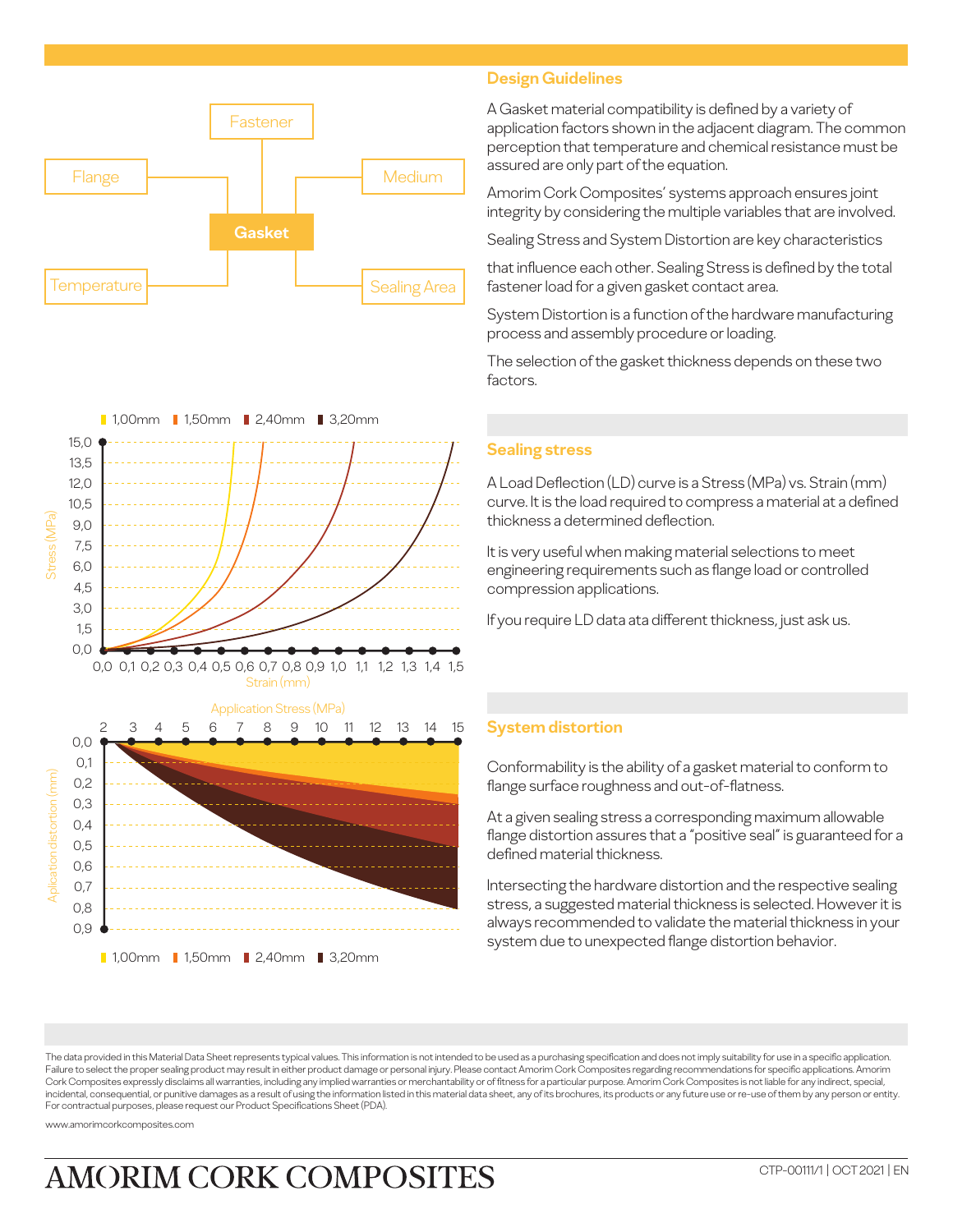Fastener

Flange

Medium

Gasket

Temperature

Sealing Area

## Design Guidelines

A Gasket material compatibility is defined by a variety of application factors shown in the adjacent diagram. The common perception that temperature and chemical resistance must be assured are only part of the equation.

Amorim Cork Composites' systems approach ensures joint integrity by considering the multiple variables that are involved.

Sealing Stress and System Distortion are key characteristics

that influence each other. Sealing Stress is defined by the total fastener load for a given gasket contact area.

System Distortion is a function of the hardware manufacturing process and assembly procedure or loading.

The selection of the gasket thickness depends on these two factors.

1,00mm 1,50mm 2,40mm 3,20mm

Stress (MPa)

15,0
13,5
12,0
10,5
9,0
7,5
6,0
4,5
3,0
1,5
0,0

0,0 0,1 0,2 0,3 0,4 0,5 0,6 0,7 0,8 0,9 1,0 1,1 1,2 1,3 1,4 1,5

Strain (mm)

## Sealing stress

A Load Deflection (LD) curve is a Stress (MPa) vs. Strain (mm) curve. It is the load required to compress a material at a defined thickness a determined deflection.

It is very useful when making material selections to meet engineering requirements such as flange load or controlled compression applications.

If you require LD data ata different thickness, just ask us.

Application Stress (MPa)

2 3 4 5 6 7 8 9 10 11 12 13 14 15

Aplication distortion (mm)

0,0
0,1
0,2
0,3
0,4
0,5
0,6
0,7
0,8
0,9

1,00mm 1,50mm 2,40mm 3,20mm

## System distortion

Conformability is the ability of a gasket material to conform to flange surface roughness and out-of-flatness.

At a given sealing stress a corresponding maximum allowable flange distortion assures that a "positive seal" is guaranteed for a defined material thickness.

Intersecting the hardware distortion and the respective sealing stress, a suggested material thickness is selected. However it is always recommended to validate the material thickness in your system due to unexpected flange distortion behavior.

The data provided in this Material Data Sheet represents typical values. This information is not intended to be used as a purchasing specification and does not imply suitability for use in a specific application. Failure to select the proper sealing product may result in either product damage or personal injury. Please contact Amorim Cork Composites regarding recommendations for specific applications. Amorim Cork Composites expressly disclaims all warranties, including any implied warranties or merchantability or of fitness for a particular purpose. Amorim Cork Composites is not liable for any indirect, special, incidental, consequential, or punitive damages as a result of using the information listed in this material data sheet, any of its brochures, its products or any future use or re-use of them by any person or entity. For contractual purposes, please request our Product Specifications Sheet (PDA).

www.amorimcorkcomposites.com

AMORIM CORK COMPOSITES

CTP-00111/1 | OCT 2021 | EN